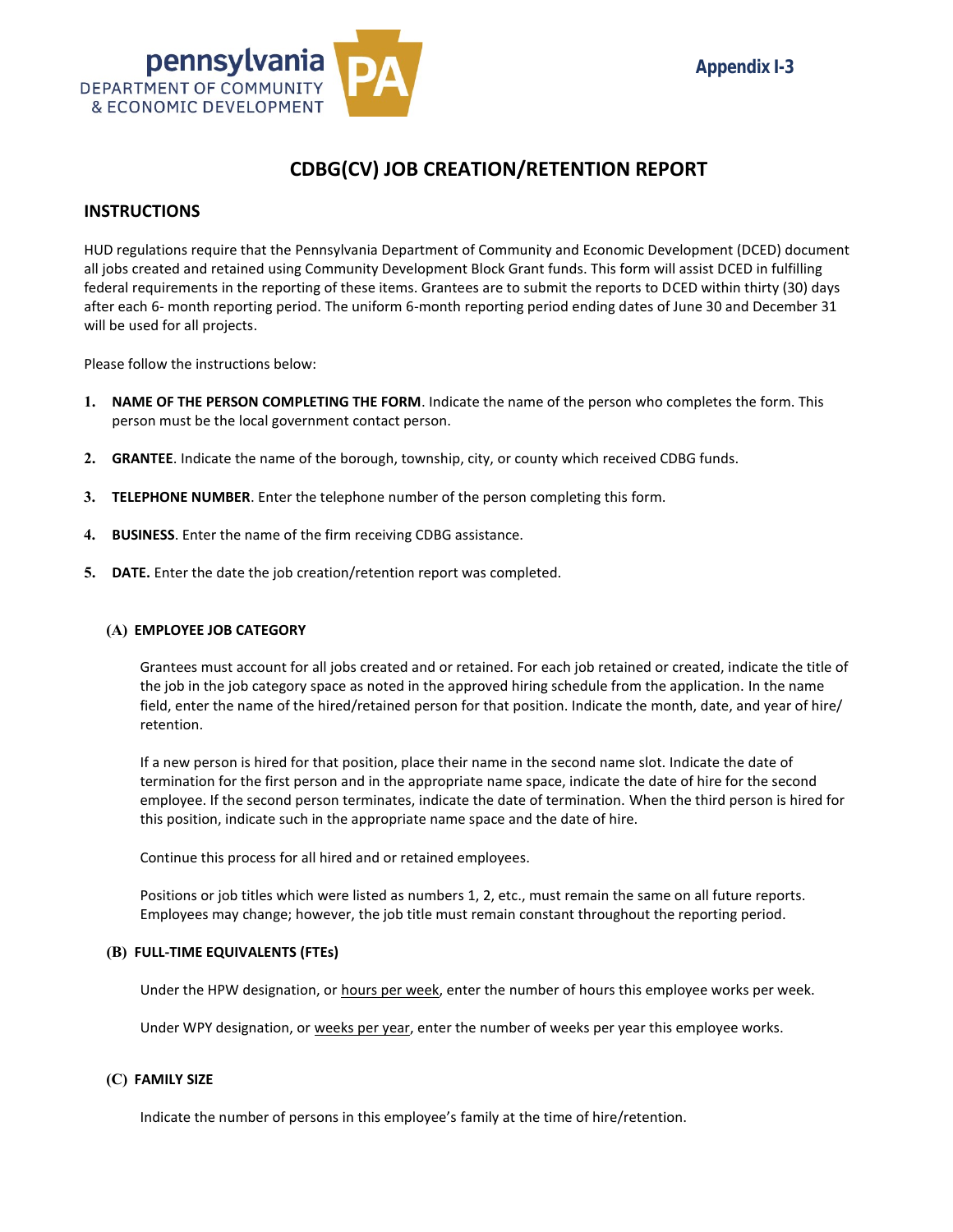pennsylvania
DEPARTMENT OF COMMUNITY
& ECONOMIC DEVELOPMENT

Appendix I-3

# CDBG(CV) JOB CREATION/RETENTION REPORT

## INSTRUCTIONS

HUD regulations require that the Pennsylvania Department of Community and Economic Development (DCED) document all jobs created and retained using Community Development Block Grant funds. This form will assist DCED in fulfilling federal requirements in the reporting of these items. Grantees are to submit the reports to DCED within thirty (30) days after each 6- month reporting period. The uniform 6-month reporting period ending dates of June 30 and December 31 will be used for all projects.

Please follow the instructions below:

1. **NAME OF THE PERSON COMPLETING THE FORM**. Indicate the name of the person who completes the form. This person must be the local government contact person.
2. **GRANTEE**. Indicate the name of the borough, township, city, or county which received CDBG funds.
3. **TELEPHONE NUMBER**. Enter the telephone number of the person completing this form.
4. **BUSINESS**. Enter the name of the firm receiving CDBG assistance.
5. **DATE.** Enter the date the job creation/retention report was completed.

### (A) EMPLOYEE JOB CATEGORY

Grantees must account for all jobs created and or retained. For each job retained or created, indicate the title of the job in the job category space as noted in the approved hiring schedule from the application. In the name field, enter the name of the hired/retained person for that position. Indicate the month, date, and year of hire/ retention.

If a new person is hired for that position, place their name in the second name slot. Indicate the date of termination for the first person and in the appropriate name space, indicate the date of hire for the second employee. If the second person terminates, indicate the date of termination. When the third person is hired for this position, indicate such in the appropriate name space and the date of hire.

Continue this process for all hired and or retained employees.

Positions or job titles which were listed as numbers 1, 2, etc., must remain the same on all future reports. Employees may change; however, the job title must remain constant throughout the reporting period.

### (B) FULL-TIME EQUIVALENTS (FTEs)

Under the HPW designation, or hours per week, enter the number of hours this employee works per week.

Under WPY designation, or weeks per year, enter the number of weeks per year this employee works.

### (C) FAMILY SIZE

Indicate the number of persons in this employee's family at the time of hire/retention.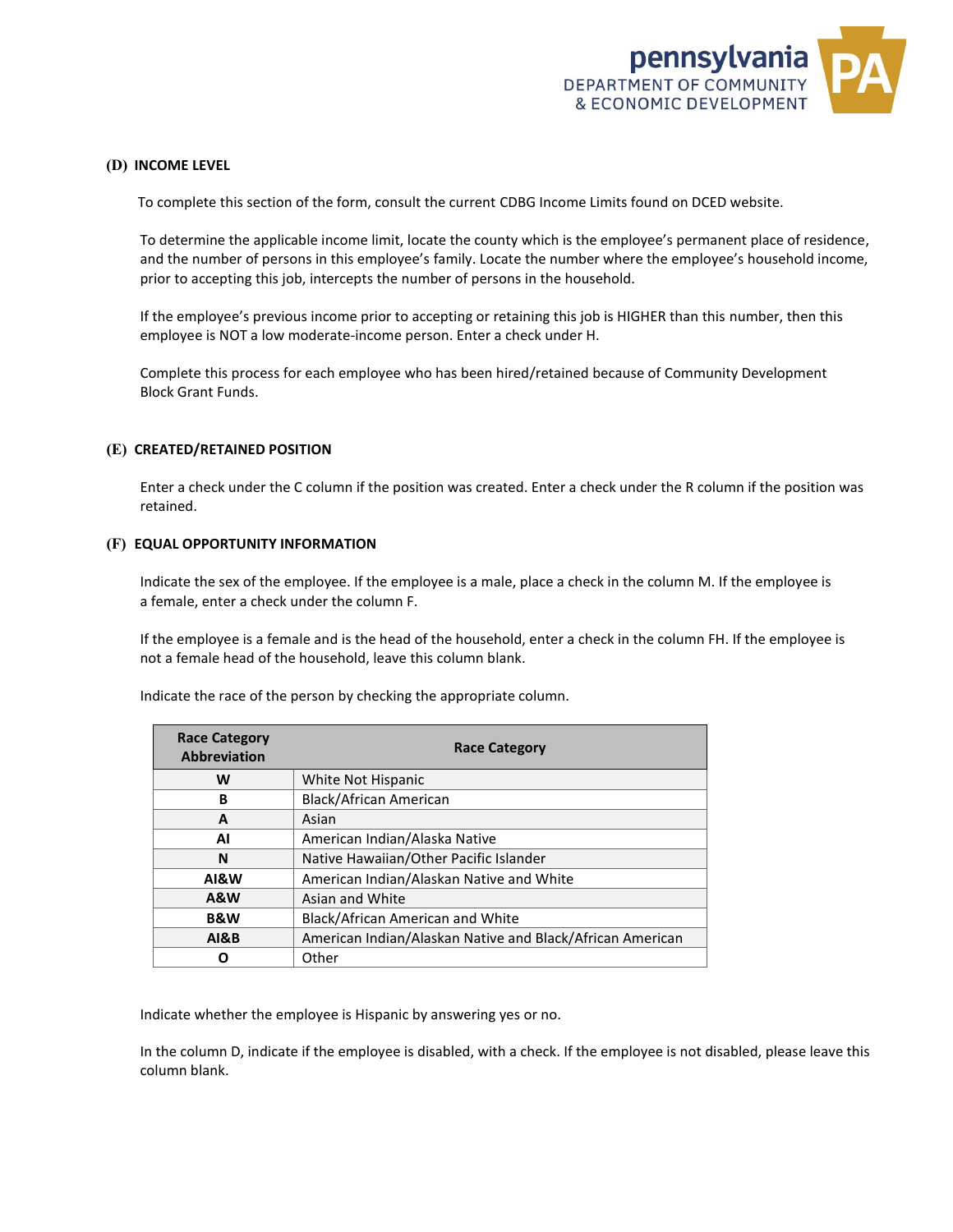### (D) INCOME LEVEL

To complete this section of the form, consult the current CDBG Income Limits found on DCED website.

To determine the applicable income limit, locate the county which is the employee's permanent place of residence, and the number of persons in this employee's family. Locate the number where the employee's household income, prior to accepting this job, intercepts the number of persons in the household.

If the employee's previous income prior to accepting or retaining this job is HIGHER than this number, then this employee is NOT a low moderate-income person. Enter a check under H.

Complete this process for each employee who has been hired/retained because of Community Development Block Grant Funds.

### (E) CREATED/RETAINED POSITION

Enter a check under the C column if the position was created. Enter a check under the R column if the position was retained.

### (F) EQUAL OPPORTUNITY INFORMATION

Indicate the sex of the employee. If the employee is a male, place a check in the column M. If the employee is a female, enter a check under the column F.

If the employee is a female and is the head of the household, enter a check in the column FH. If the employee is not a female head of the household, leave this column blank.

Indicate the race of the person by checking the appropriate column.

| Race Category Abbreviation | Race Category |
|---|---|
| **W** | White Not Hispanic |
| **B** | Black/African American |
| **A** | Asian |
| **AI** | American Indian/Alaska Native |
| **N** | Native Hawaiian/Other Pacific Islander |
| **AI&W** | American Indian/Alaskan Native and White |
| **A&W** | Asian and White |
| **B&W** | Black/African American and White |
| **AI&B** | American Indian/Alaskan Native and Black/African American |
| **O** | Other |

Indicate whether the employee is Hispanic by answering yes or no.

In the column D, indicate if the employee is disabled, with a check. If the employee is not disabled, please leave this column blank.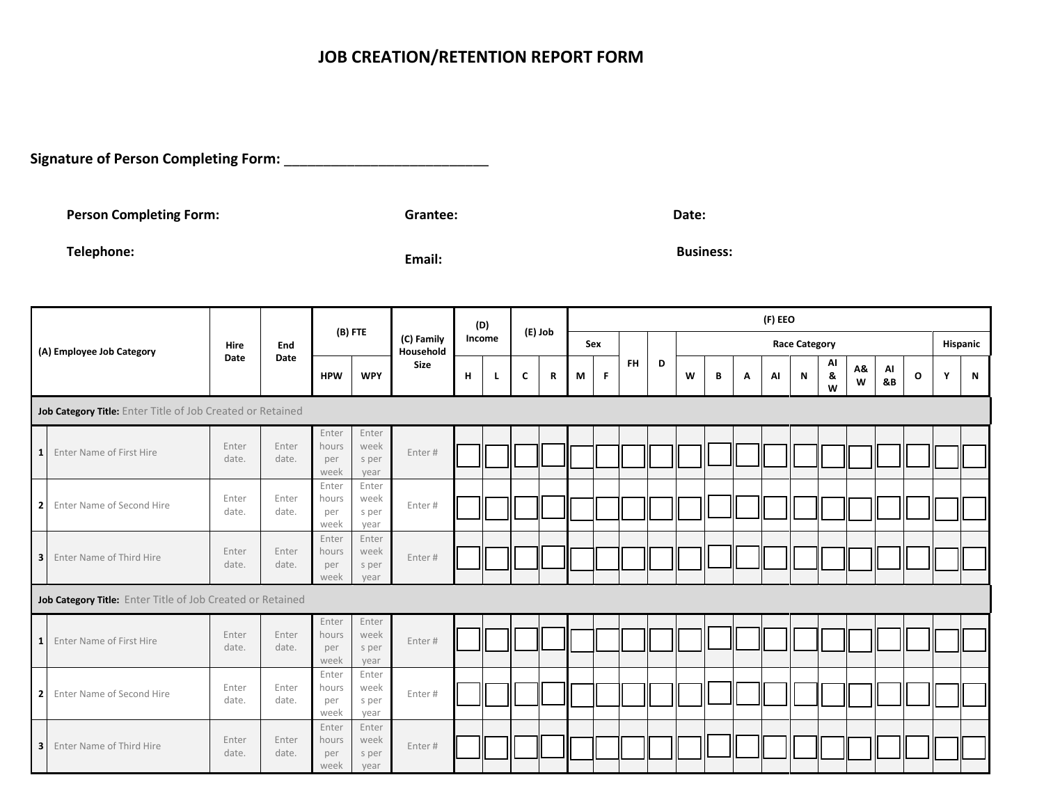# JOB CREATION/RETENTION REPORT FORM

**Signature of Person Completing Form:** ___________________________

**Person Completing Form:** &nbsp;&nbsp;&nbsp;&nbsp; **Grantee:** &nbsp;&nbsp;&nbsp;&nbsp; **Date:**

**Telephone:** &nbsp;&nbsp;&nbsp;&nbsp; **Email:** &nbsp;&nbsp;&nbsp;&nbsp; **Business:**

| | (A) Employee Job Category | Hire Date | End Date | (B) FTE | | (C) Family Household Size | (D) Income | | (E) Job | | (F) EEO | | | | | | | | | | | | | | |
|---|---|---|---|---|---|---|---|---|---|---|---|---|---|---|---|---|---|---|---|---|---|---|---|---|---|
| | | | | | | | | | | | Sex | | FH | D | Race Category | | | | | | | | | Hispanic | |
| | | | | HPW | WPY | | H | L | C | R | M | F | | | W | B | A | AI | N | AI & W | A& W | AI &B | O | Y | N |
| **Job Category Title:** Enter Title of Job Created or Retained | | | | | | | | | | | | | | | | | | | | | | | | | |
| 1 | Enter Name of First Hire | Enter date. | Enter date. | Enter hours per week | Enter weeks per year | Enter # | ☐ | ☐ | ☐ | ☐ | ☐ | ☐ | ☐ | ☐ | ☐ | ☐ | ☐ | ☐ | ☐ | ☐ | ☐ | ☐ | ☐ | ☐ | ☐ |
| 2 | Enter Name of Second Hire | Enter date. | Enter date. | Enter hours per week | Enter weeks per year | Enter # | ☐ | ☐ | ☐ | ☐ | ☐ | ☐ | ☐ | ☐ | ☐ | ☐ | ☐ | ☐ | ☐ | ☐ | ☐ | ☐ | ☐ | ☐ | ☐ |
| 3 | Enter Name of Third Hire | Enter date. | Enter date. | Enter hours per week | Enter weeks per year | Enter # | ☐ | ☐ | ☐ | ☐ | ☐ | ☐ | ☐ | ☐ | ☐ | ☐ | ☐ | ☐ | ☐ | ☐ | ☐ | ☐ | ☐ | ☐ | ☐ |
| **Job Category Title:** Enter Title of Job Created or Retained | | | | | | | | | | | | | | | | | | | | | | | | | |
| 1 | Enter Name of First Hire | Enter date. | Enter date. | Enter hours per week | Enter weeks per year | Enter # | ☐ | ☐ | ☐ | ☐ | ☐ | ☐ | ☐ | ☐ | ☐ | ☐ | ☐ | ☐ | ☐ | ☐ | ☐ | ☐ | ☐ | ☐ | ☐ |
| 2 | Enter Name of Second Hire | Enter date. | Enter date. | Enter hours per week | Enter weeks per year | Enter # | ☐ | ☐ | ☐ | ☐ | ☐ | ☐ | ☐ | ☐ | ☐ | ☐ | ☐ | ☐ | ☐ | ☐ | ☐ | ☐ | ☐ | ☐ | ☐ |
| 3 | Enter Name of Third Hire | Enter date. | Enter date. | Enter hours per week | Enter weeks per year | Enter # | ☐ | ☐ | ☐ | ☐ | ☐ | ☐ | ☐ | ☐ | ☐ | ☐ | ☐ | ☐ | ☐ | ☐ | ☐ | ☐ | ☐ | ☐ | ☐ |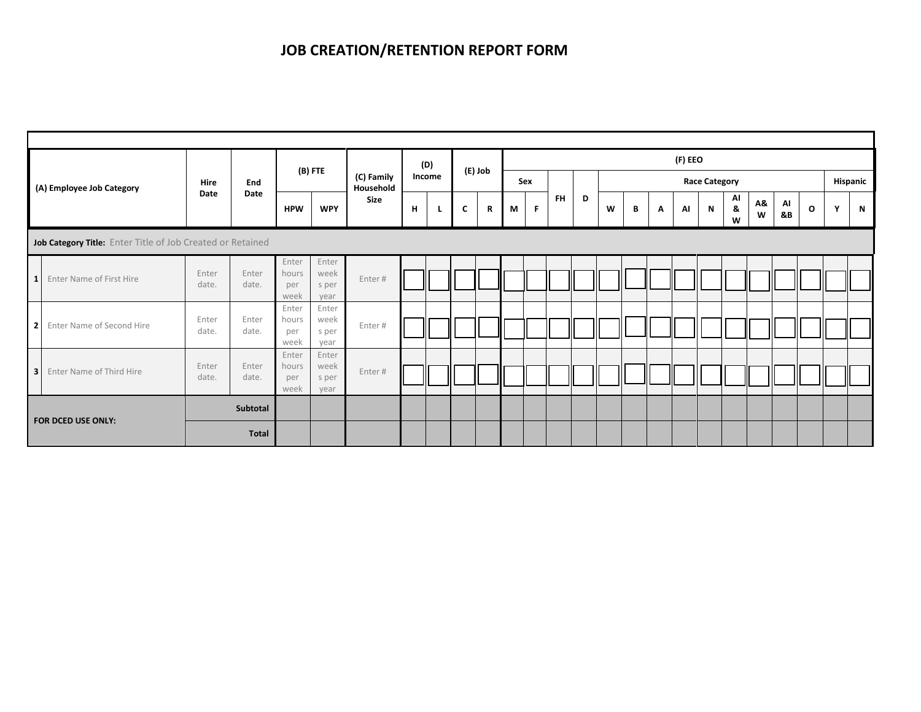# JOB CREATION/RETENTION REPORT FORM

| | (A) Employee Job Category | Hire Date | End Date | (B) FTE | | (C) Family Household Size | (D) Income | | (E) Job | | (F) EEO | | | | | | | | | | | | | | |
|---|---|---|---|---|---|---|---|---|---|---|---|---|---|---|---|---|---|---|---|---|---|---|---|---|---|
| | | | | | | | | | | | Sex | | FH | D | Race Category | | | | | | | | | Hispanic | |
| | | | | HPW | WPY | | H | L | C | R | M | F | | | W | B | A | AI | N | AI & W | A& W | AI &B | O | Y | N |
| **Job Category Title:** Enter Title of Job Created or Retained | | | | | | | | | | | | | | | | | | | | | | | | | |
| 1 | Enter Name of First Hire | Enter date. | Enter date. | Enter hours per week | Enter weeks per year | Enter # | ☐ | ☐ | ☐ | ☐ | ☐ | ☐ | ☐ | ☐ | ☐ | ☐ | ☐ | ☐ | ☐ | ☐ | ☐ | ☐ | ☐ | ☐ | ☐ |
| 2 | Enter Name of Second Hire | Enter date. | Enter date. | Enter hours per week | Enter weeks per year | Enter # | ☐ | ☐ | ☐ | ☐ | ☐ | ☐ | ☐ | ☐ | ☐ | ☐ | ☐ | ☐ | ☐ | ☐ | ☐ | ☐ | ☐ | ☐ | ☐ |
| 3 | Enter Name of Third Hire | Enter date. | Enter date. | Enter hours per week | Enter weeks per year | Enter # | ☐ | ☐ | ☐ | ☐ | ☐ | ☐ | ☐ | ☐ | ☐ | ☐ | ☐ | ☐ | ☐ | ☐ | ☐ | ☐ | ☐ | ☐ | ☐ |
| **FOR DCED USE ONLY:** | | | **Subtotal** | | | | | | | | | | | | | | | | | | | | | | |
| | | | **Total** | | | | | | | | | | | | | | | | | | | | | | |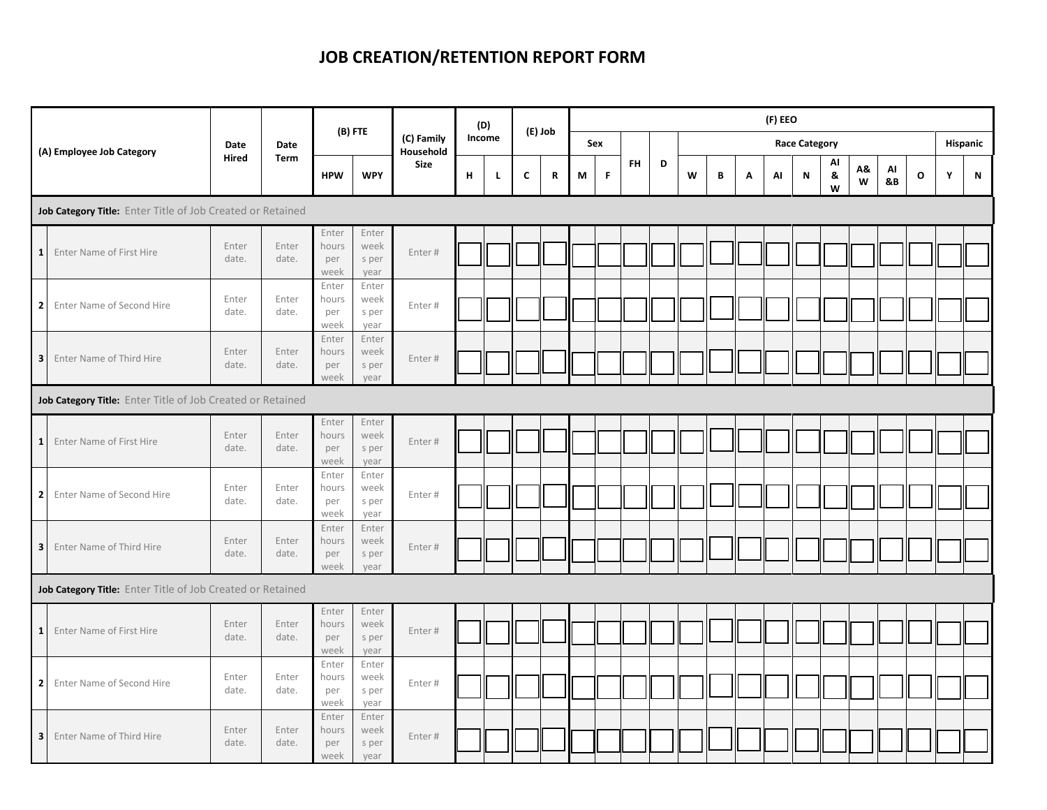# JOB CREATION/RETENTION REPORT FORM

| | (A) Employee Job Category | Date Hired | Date Term | (B) FTE | | (C) Family Household Size | (D) Income | | (E) Job | | (F) EEO | | | | | | | | | | | | | | |
|---|---|---|---|---|---|---|---|---|---|---|---|---|---|---|---|---|---|---|---|---|---|---|---|---|---|
| | | | | | | | | | | | Sex | | FH | D | Race Category | | | | | | | | | Hispanic | |
| | | | | HPW | WPY | | H | L | C | R | M | F | | | W | B | A | AI | N | AI & W | A& W | AI &B | O | Y | N |
| **Job Category Title:** Enter Title of Job Created or Retained | | | | | | | | | | | | | | | | | | | | | | | | | |
| 1 | Enter Name of First Hire | Enter date. | Enter date. | Enter hours per week | Enter weeks per year | Enter # | ☐ | ☐ | ☐ | ☐ | ☐ | ☐ | ☐ | ☐ | ☐ | ☐ | ☐ | ☐ | ☐ | ☐ | ☐ | ☐ | ☐ | ☐ | ☐ |
| 2 | Enter Name of Second Hire | Enter date. | Enter date. | Enter hours per week | Enter weeks per year | Enter # | ☐ | ☐ | ☐ | ☐ | ☐ | ☐ | ☐ | ☐ | ☐ | ☐ | ☐ | ☐ | ☐ | ☐ | ☐ | ☐ | ☐ | ☐ | ☐ |
| 3 | Enter Name of Third Hire | Enter date. | Enter date. | Enter hours per week | Enter weeks per year | Enter # | ☐ | ☐ | ☐ | ☐ | ☐ | ☐ | ☐ | ☐ | ☐ | ☐ | ☐ | ☐ | ☐ | ☐ | ☐ | ☐ | ☐ | ☐ | ☐ |
| **Job Category Title:** Enter Title of Job Created or Retained | | | | | | | | | | | | | | | | | | | | | | | | | |
| 1 | Enter Name of First Hire | Enter date. | Enter date. | Enter hours per week | Enter weeks per year | Enter # | ☐ | ☐ | ☐ | ☐ | ☐ | ☐ | ☐ | ☐ | ☐ | ☐ | ☐ | ☐ | ☐ | ☐ | ☐ | ☐ | ☐ | ☐ | ☐ |
| 2 | Enter Name of Second Hire | Enter date. | Enter date. | Enter hours per week | Enter weeks per year | Enter # | ☐ | ☐ | ☐ | ☐ | ☐ | ☐ | ☐ | ☐ | ☐ | ☐ | ☐ | ☐ | ☐ | ☐ | ☐ | ☐ | ☐ | ☐ | ☐ |
| 3 | Enter Name of Third Hire | Enter date. | Enter date. | Enter hours per week | Enter weeks per year | Enter # | ☐ | ☐ | ☐ | ☐ | ☐ | ☐ | ☐ | ☐ | ☐ | ☐ | ☐ | ☐ | ☐ | ☐ | ☐ | ☐ | ☐ | ☐ | ☐ |
| **Job Category Title:** Enter Title of Job Created or Retained | | | | | | | | | | | | | | | | | | | | | | | | | |
| 1 | Enter Name of First Hire | Enter date. | Enter date. | Enter hours per week | Enter weeks per year | Enter # | ☐ | ☐ | ☐ | ☐ | ☐ | ☐ | ☐ | ☐ | ☐ | ☐ | ☐ | ☐ | ☐ | ☐ | ☐ | ☐ | ☐ | ☐ | ☐ |
| 2 | Enter Name of Second Hire | Enter date. | Enter date. | Enter hours per week | Enter weeks per year | Enter # | ☐ | ☐ | ☐ | ☐ | ☐ | ☐ | ☐ | ☐ | ☐ | ☐ | ☐ | ☐ | ☐ | ☐ | ☐ | ☐ | ☐ | ☐ | ☐ |
| 3 | Enter Name of Third Hire | Enter date. | Enter date. | Enter hours per week | Enter weeks per year | Enter # | ☐ | ☐ | ☐ | ☐ | ☐ | ☐ | ☐ | ☐ | ☐ | ☐ | ☐ | ☐ | ☐ | ☐ | ☐ | ☐ | ☐ | ☐ | ☐ |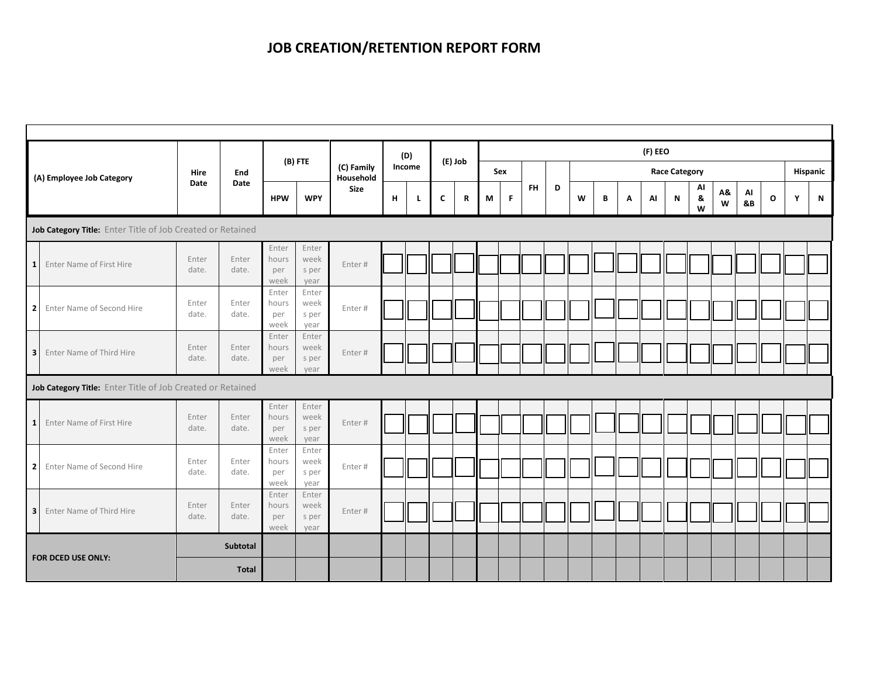# JOB CREATION/RETENTION REPORT FORM

| (A) Employee Job Category | | Hire Date | End Date | (B) FTE | | (C) Family Household Size | (D) Income | | (E) Job | | (F) EEO | | | | | | | | | | | | | | |
|---|---|---|---|---|---|---|---|---|---|---|---|---|---|---|---|---|---|---|---|---|---|---|---|---|---|
| | | | | | | | | | | | Sex | | FH | D | Race Category | | | | | | | | | Hispanic | |
| | | | | HPW | WPY | | H | L | C | R | M | F | | | W | B | A | AI | N | AI & W | A& W | AI &B | O | Y | N |
| **Job Category Title:** Enter Title of Job Created or Retained | | | | | | | | | | | | | | | | | | | | | | | | | |
| 1 | Enter Name of First Hire | Enter date. | Enter date. | Enter hours per week | Enter weeks per year | Enter # | | | | | | | | | | | | | | | | | | | |
| 2 | Enter Name of Second Hire | Enter date. | Enter date. | Enter hours per week | Enter weeks per year | Enter # | | | | | | | | | | | | | | | | | | | |
| 3 | Enter Name of Third Hire | Enter date. | Enter date. | Enter hours per week | Enter weeks per year | Enter # | | | | | | | | | | | | | | | | | | | |
| **Job Category Title:** Enter Title of Job Created or Retained | | | | | | | | | | | | | | | | | | | | | | | | | |
| 1 | Enter Name of First Hire | Enter date. | Enter date. | Enter hours per week | Enter weeks per year | Enter # | | | | | | | | | | | | | | | | | | | |
| 2 | Enter Name of Second Hire | Enter date. | Enter date. | Enter hours per week | Enter weeks per year | Enter # | | | | | | | | | | | | | | | | | | | |
| 3 | Enter Name of Third Hire | Enter date. | Enter date. | Enter hours per week | Enter weeks per year | Enter # | | | | | | | | | | | | | | | | | | | |
| **FOR DCED USE ONLY:** | | **Subtotal** | | | | | | | | | | | | | | | | | | | | | | | |
| | | **Total** | | | | | | | | | | | | | | | | | | | | | | | |